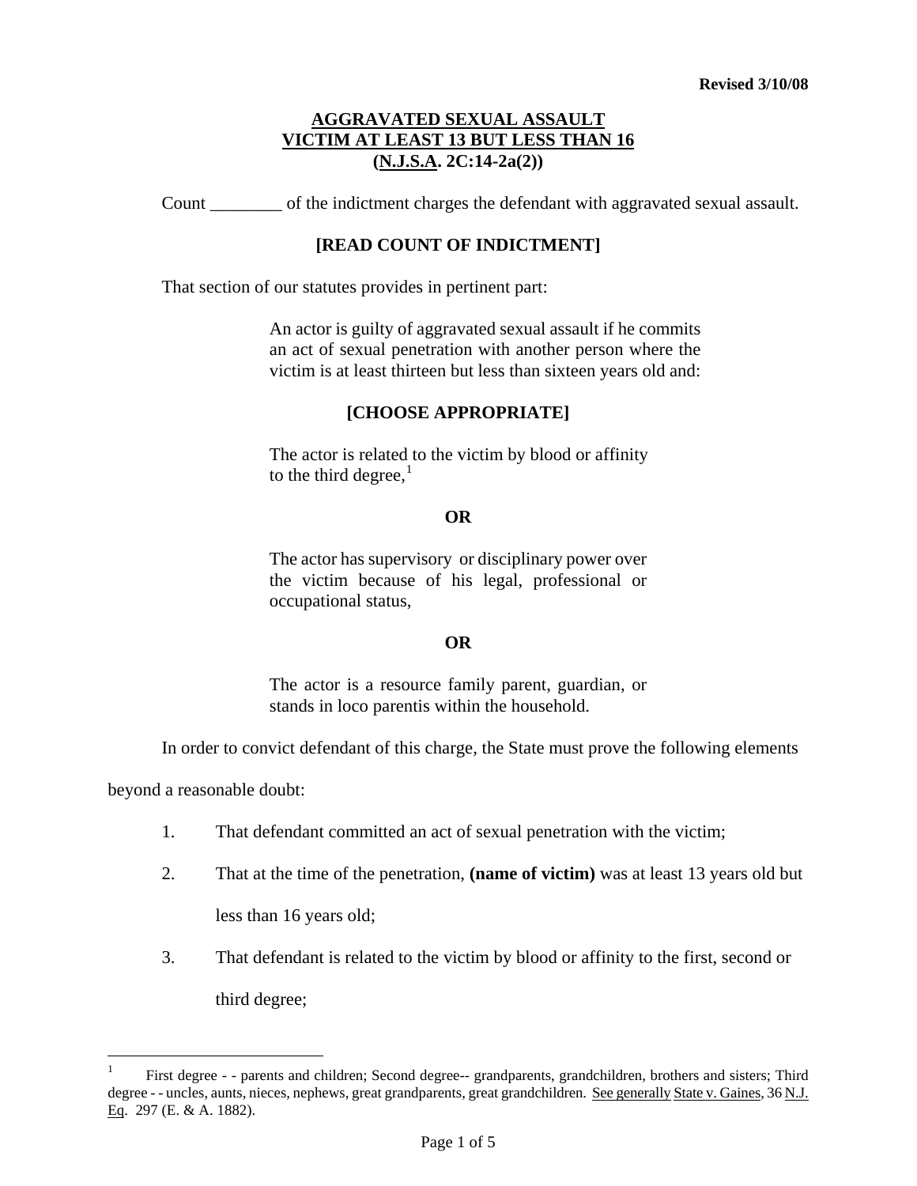Revised 3/10/08

# AGGRAVATED SEXUAL ASSAULT
# VICTIM AT LEAST 13 BUT LESS THAN 16
# (N.J.S.A. 2C:14-2a(2))

Count ________ of the indictment charges the defendant with aggravated sexual assault.

**[READ COUNT OF INDICTMENT]**

That section of our statutes provides in pertinent part:

> An actor is guilty of aggravated sexual assault if he commits an act of sexual penetration with another person where the victim is at least thirteen but less than sixteen years old and:
>
> **[CHOOSE APPROPRIATE]**
>
> The actor is related to the victim by blood or affinity to the third degree,[1]
>
> **OR**
>
> The actor has supervisory or disciplinary power over the victim because of his legal, professional or occupational status,
>
> **OR**
>
> The actor is a resource family parent, guardian, or stands in loco parentis within the household.

In order to convict defendant of this charge, the State must prove the following elements beyond a reasonable doubt:

1. That defendant committed an act of sexual penetration with the victim;
2. That at the time of the penetration, **(name of victim)** was at least 13 years old but less than 16 years old;
3. That defendant is related to the victim by blood or affinity to the first, second or third degree;

---

[1] First degree - - parents and children; Second degree-- grandparents, grandchildren, brothers and sisters; Third degree - - uncles, aunts, nieces, nephews, great grandparents, great grandchildren. See generally State v. Gaines, 36 N.J. Eq. 297 (E. & A. 1882).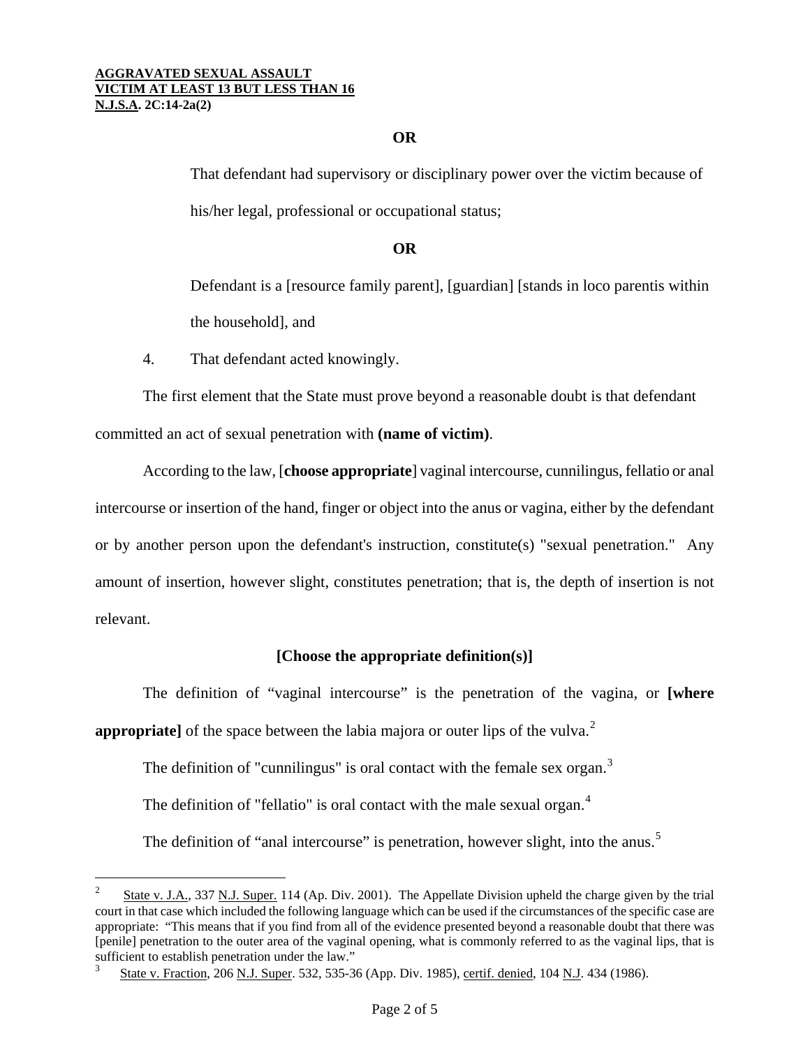**OR**

That defendant had supervisory or disciplinary power over the victim because of his/her legal, professional or occupational status;

**OR**

Defendant is a [resource family parent], [guardian] [stands in loco parentis within the household], and

4. That defendant acted knowingly.

The first element that the State must prove beyond a reasonable doubt is that defendant committed an act of sexual penetration with **(name of victim)**.

According to the law, [**choose appropriate**] vaginal intercourse, cunnilingus, fellatio or anal intercourse or insertion of the hand, finger or object into the anus or vagina, either by the defendant or by another person upon the defendant's instruction, constitute(s) "sexual penetration." Any amount of insertion, however slight, constitutes penetration; that is, the depth of insertion is not relevant.

**[Choose the appropriate definition(s)]**

The definition of "vaginal intercourse" is the penetration of the vagina, or **[where appropriate]** of the space between the labia majora or outer lips of the vulva.[2]

The definition of "cunnilingus" is oral contact with the female sex organ.[3]

The definition of "fellatio" is oral contact with the male sexual organ.[4]

The definition of "anal intercourse" is penetration, however slight, into the anus.[5]

---

[2] State v. J.A., 337 N.J. Super. 114 (Ap. Div. 2001). The Appellate Division upheld the charge given by the trial court in that case which included the following language which can be used if the circumstances of the specific case are appropriate: "This means that if you find from all of the evidence presented beyond a reasonable doubt that there was [penile] penetration to the outer area of the vaginal opening, what is commonly referred to as the vaginal lips, that is sufficient to establish penetration under the law."

[3] State v. Fraction, 206 N.J. Super. 532, 535-36 (App. Div. 1985), certif. denied, 104 N.J. 434 (1986).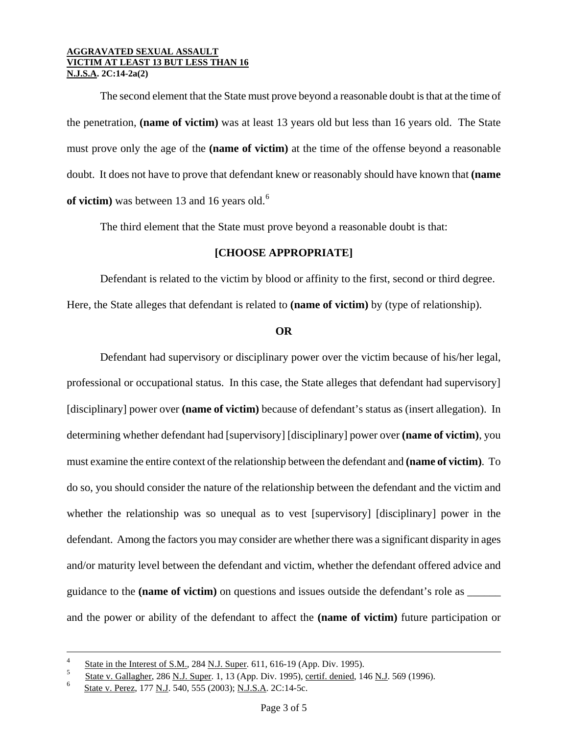The second element that the State must prove beyond a reasonable doubt is that at the time of the penetration, **(name of victim)** was at least 13 years old but less than 16 years old. The State must prove only the age of the **(name of victim)** at the time of the offense beyond a reasonable doubt. It does not have to prove that defendant knew or reasonably should have known that **(name of victim)** was between 13 and 16 years old.[6]

The third element that the State must prove beyond a reasonable doubt is that:

**[CHOOSE APPROPRIATE]**

Defendant is related to the victim by blood or affinity to the first, second or third degree. Here, the State alleges that defendant is related to **(name of victim)** by (type of relationship).

**OR**

Defendant had supervisory or disciplinary power over the victim because of his/her legal, professional or occupational status. In this case, the State alleges that defendant had supervisory] [disciplinary] power over **(name of victim)** because of defendant's status as (insert allegation). In determining whether defendant had [supervisory] [disciplinary] power over **(name of victim)**, you must examine the entire context of the relationship between the defendant and **(name of victim)**. To do so, you should consider the nature of the relationship between the defendant and the victim and whether the relationship was so unequal as to vest [supervisory] [disciplinary] power in the defendant. Among the factors you may consider are whether there was a significant disparity in ages and/or maturity level between the defendant and victim, whether the defendant offered advice and guidance to the **(name of victim)** on questions and issues outside the defendant's role as ______ and the power or ability of the defendant to affect the **(name of victim)** future participation or

---

[4] State in the Interest of S.M., 284 N.J. Super. 611, 616-19 (App. Div. 1995).

[5] State v. Gallagher, 286 N.J. Super. 1, 13 (App. Div. 1995), certif. denied, 146 N.J. 569 (1996).

[6] State v. Perez, 177 N.J. 540, 555 (2003); N.J.S.A. 2C:14-5c.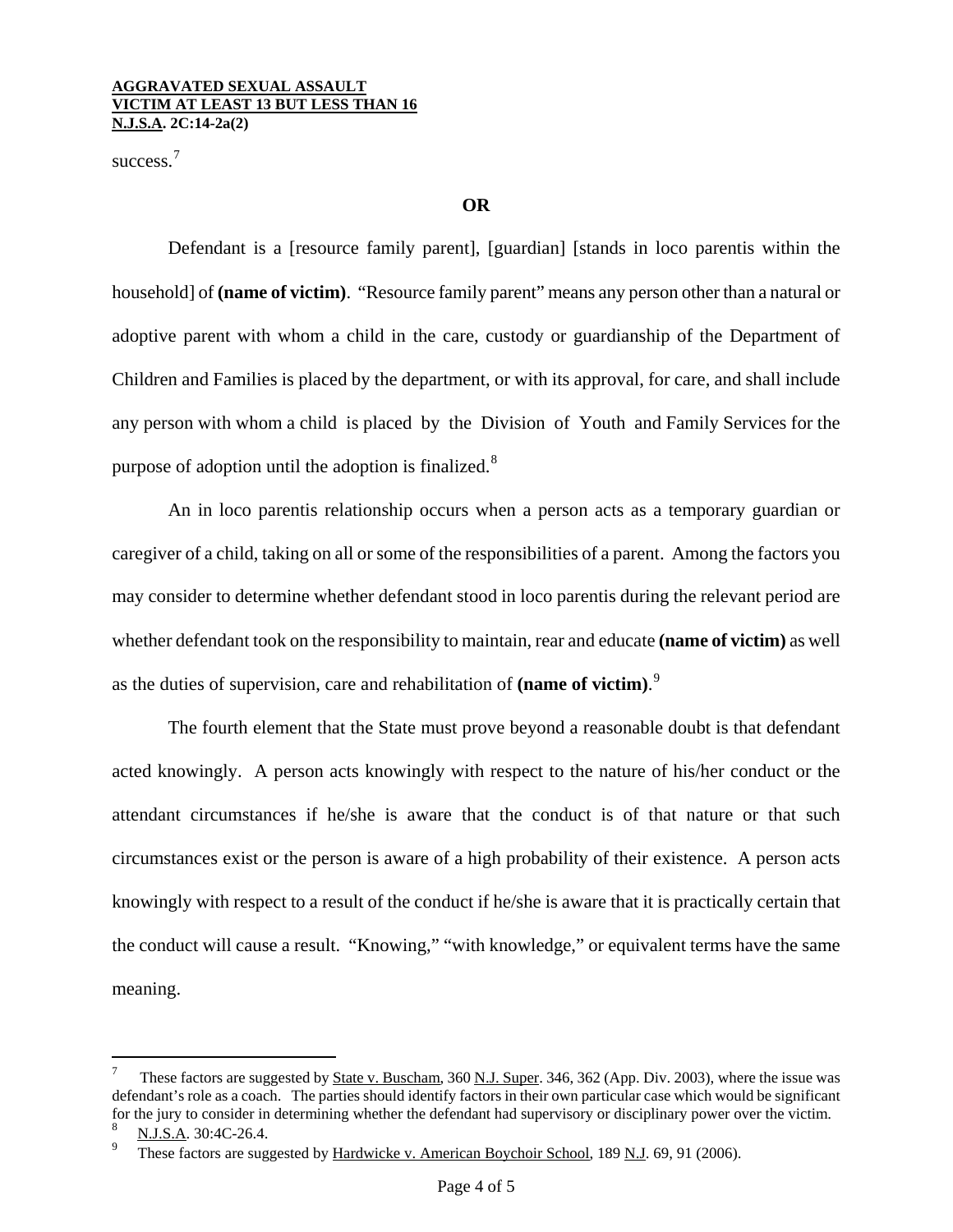success.[7]

**OR**

Defendant is a [resource family parent], [guardian] [stands in loco parentis within the household] of **(name of victim)**. "Resource family parent" means any person other than a natural or adoptive parent with whom a child in the care, custody or guardianship of the Department of Children and Families is placed by the department, or with its approval, for care, and shall include any person with whom a child is placed by the Division of Youth and Family Services for the purpose of adoption until the adoption is finalized.[8]

An in loco parentis relationship occurs when a person acts as a temporary guardian or caregiver of a child, taking on all or some of the responsibilities of a parent. Among the factors you may consider to determine whether defendant stood in loco parentis during the relevant period are whether defendant took on the responsibility to maintain, rear and educate **(name of victim)** as well as the duties of supervision, care and rehabilitation of **(name of victim)**.[9]

The fourth element that the State must prove beyond a reasonable doubt is that defendant acted knowingly. A person acts knowingly with respect to the nature of his/her conduct or the attendant circumstances if he/she is aware that the conduct is of that nature or that such circumstances exist or the person is aware of a high probability of their existence. A person acts knowingly with respect to a result of the conduct if he/she is aware that it is practically certain that the conduct will cause a result. "Knowing," "with knowledge," or equivalent terms have the same meaning.

---

[7] These factors are suggested by State v. Buscham, 360 N.J. Super. 346, 362 (App. Div. 2003), where the issue was defendant's role as a coach. The parties should identify factors in their own particular case which would be significant for the jury to consider in determining whether the defendant had supervisory or disciplinary power over the victim.

[8] N.J.S.A. 30:4C-26.4.

[9] These factors are suggested by Hardwicke v. American Boychoir School, 189 N.J. 69, 91 (2006).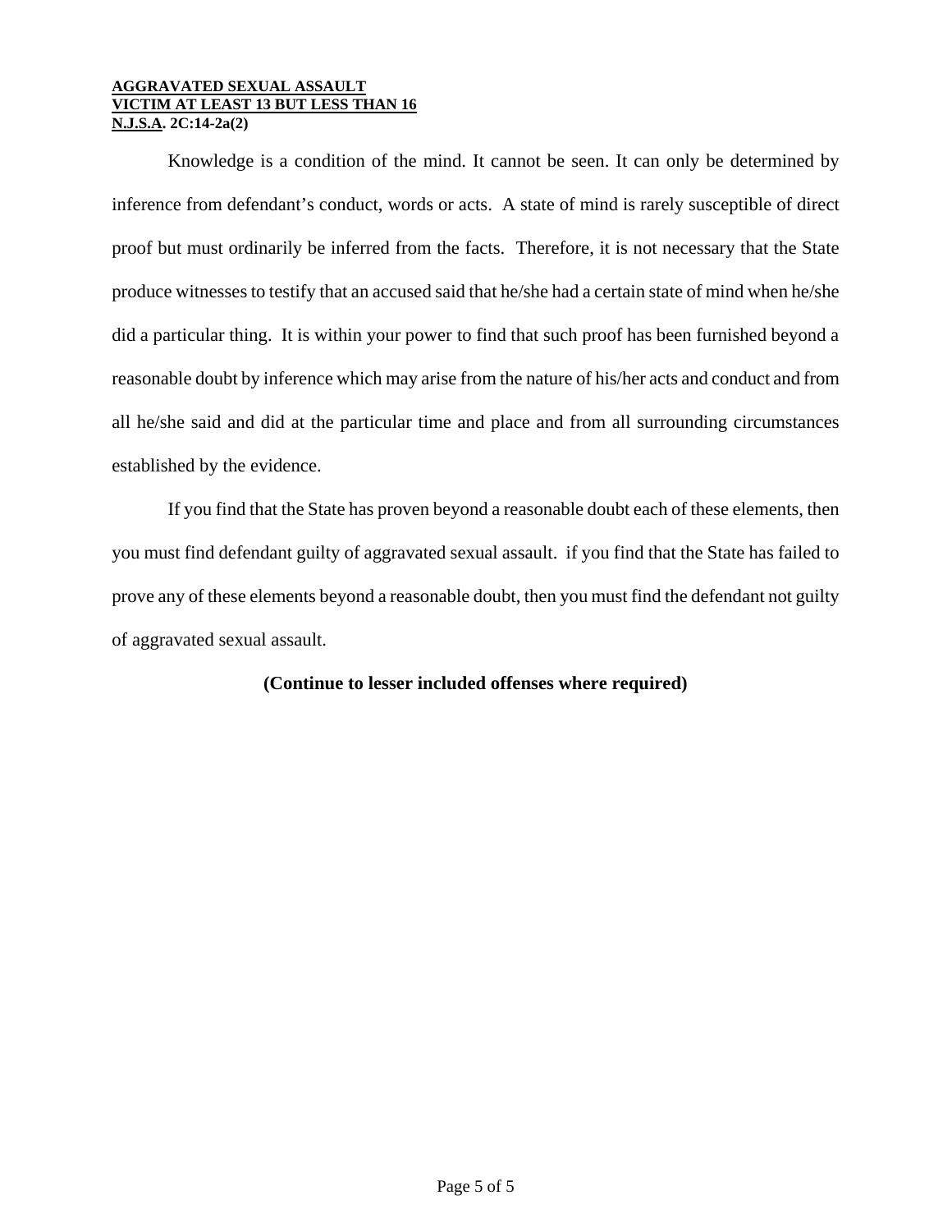Knowledge is a condition of the mind. It cannot be seen. It can only be determined by inference from defendant's conduct, words or acts. A state of mind is rarely susceptible of direct proof but must ordinarily be inferred from the facts. Therefore, it is not necessary that the State produce witnesses to testify that an accused said that he/she had a certain state of mind when he/she did a particular thing. It is within your power to find that such proof has been furnished beyond a reasonable doubt by inference which may arise from the nature of his/her acts and conduct and from all he/she said and did at the particular time and place and from all surrounding circumstances established by the evidence.

If you find that the State has proven beyond a reasonable doubt each of these elements, then you must find defendant guilty of aggravated sexual assault. if you find that the State has failed to prove any of these elements beyond a reasonable doubt, then you must find the defendant not guilty of aggravated sexual assault.

**(Continue to lesser included offenses where required)**